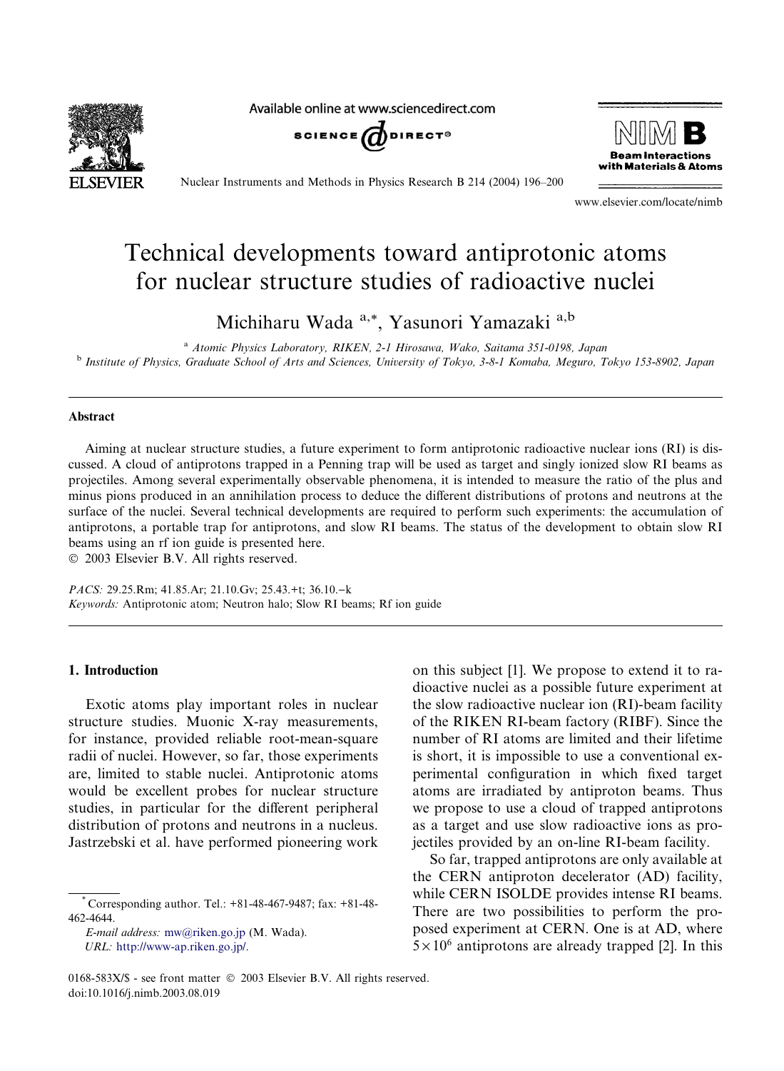# Technical developments toward antiprotonic atoms for nuclear structure studies of radioactive nuclei

Michiharu Wada [a,*], Yasunori Yamazaki [a,b]

[a] Atomic Physics Laboratory, RIKEN, 2-1 Hirosawa, Wako, Saitama 351-0198, Japan

[b] Institute of Physics, Graduate School of Arts and Sciences, University of Tokyo, 3-8-1 Komaba, Meguro, Tokyo 153-8902, Japan

## Abstract

Aiming at nuclear structure studies, a future experiment to form antiprotonic radioactive nuclear ions (RI) is discussed. A cloud of antiprotons trapped in a Penning trap will be used as target and singly ionized slow RI beams as projectiles. Among several experimentally observable phenomena, it is intended to measure the ratio of the plus and minus pions produced in an annihilation process to deduce the different distributions of protons and neutrons at the surface of the nuclei. Several technical developments are required to perform such experiments: the accumulation of antiprotons, a portable trap for antiprotons, and slow RI beams. The status of the development to obtain slow RI beams using an rf ion guide is presented here.

© 2003 Elsevier B.V. All rights reserved.

*PACS:* 29.25.Rm; 41.85.Ar; 21.10.Gv; 25.43.+t; 36.10.−k

*Keywords:* Antiprotonic atom; Neutron halo; Slow RI beams; Rf ion guide

## 1. Introduction

Exotic atoms play important roles in nuclear structure studies. Muonic X-ray measurements, for instance, provided reliable root-mean-square radii of nuclei. However, so far, those experiments are, limited to stable nuclei. Antiprotonic atoms would be excellent probes for nuclear structure studies, in particular for the different peripheral distribution of protons and neutrons in a nucleus. Jastrzebski et al. have performed pioneering work on this subject [1]. We propose to extend it to radioactive nuclei as a possible future experiment at the slow radioactive nuclear ion (RI)-beam facility of the RIKEN RI-beam factory (RIBF). Since the number of RI atoms are limited and their lifetime is short, it is impossible to use a conventional experimental configuration in which fixed target atoms are irradiated by antiproton beams. Thus we propose to use a cloud of trapped antiprotons as a target and use slow radioactive ions as projectiles provided by an on-line RI-beam facility.

So far, trapped antiprotons are only available at the CERN antiproton decelerator (AD) facility, while CERN ISOLDE provides intense RI beams. There are two possibilities to perform the proposed experiment at CERN. One is at AD, where $5\times10^6$ antiprotons are already trapped [2]. In this

---

* Corresponding author. Tel.: +81-48-467-9487; fax: +81-48-462-4644.

*E-mail address:* mw@riken.go.jp (M. Wada).

*URL:* http://www-ap.riken.go.jp/.

0168-583X/$ - see front matter © 2003 Elsevier B.V. All rights reserved.

doi:10.1016/j.nimb.2003.08.019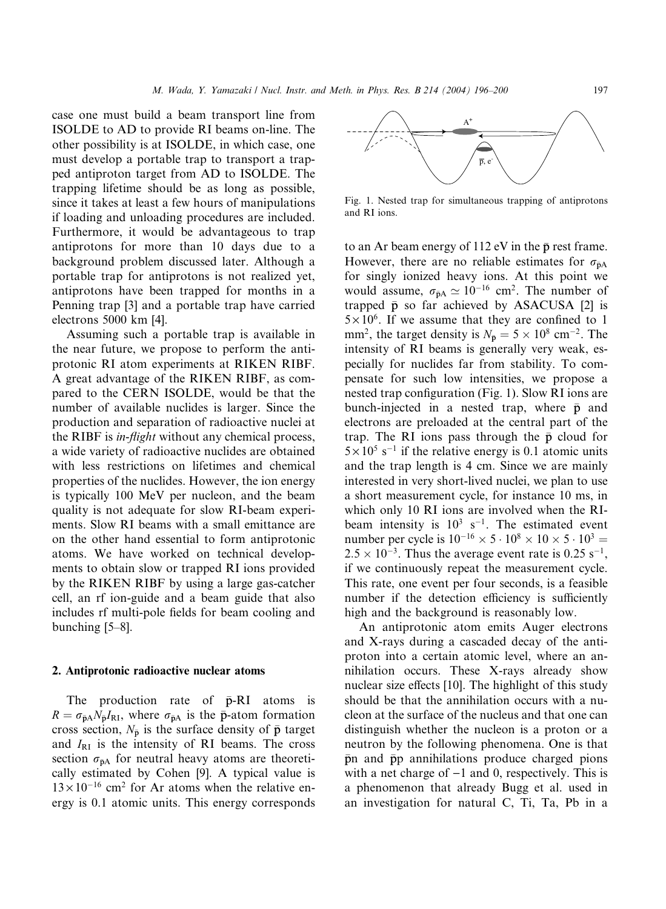case one must build a beam transport line from ISOLDE to AD to provide RI beams on-line. The other possibility is at ISOLDE, in which case, one must develop a portable trap to transport a trapped antiproton target from AD to ISOLDE. The trapping lifetime should be as long as possible, since it takes at least a few hours of manipulations if loading and unloading procedures are included. Furthermore, it would be advantageous to trap antiprotons for more than 10 days due to a background problem discussed later. Although a portable trap for antiprotons is not realized yet, antiprotons have been trapped for months in a Penning trap [3] and a portable trap have carried electrons 5000 km [4].

Assuming such a portable trap is available in the near future, we propose to perform the antiprotonic RI atom experiments at RIKEN RIBF. A great advantage of the RIKEN RIBF, as compared to the CERN ISOLDE, would be that the number of available nuclides is larger. Since the production and separation of radioactive nuclei at the RIBF is *in-flight* without any chemical process, a wide variety of radioactive nuclides are obtained with less restrictions on lifetimes and chemical properties of the nuclides. However, the ion energy is typically 100 MeV per nucleon, and the beam quality is not adequate for slow RI-beam experiments. Slow RI beams with a small emittance are on the other hand essential to form antiprotonic atoms. We have worked on technical developments to obtain slow or trapped RI ions provided by the RIKEN RIBF by using a large gas-catcher cell, an rf ion-guide and a beam guide that also includes rf multi-pole fields for beam cooling and bunching [5–8].

## 2. Antiprotonic radioactive nuclear atoms

The production rate of $\bar{p}$-RI atoms is $R = \sigma_{\bar{p}A} N_{\bar{p}} I_{RI}$, where $\sigma_{\bar{p}A}$ is the $\bar{p}$-atom formation cross section, $N_{\bar{p}}$ is the surface density of $\bar{p}$ target and $I_{RI}$ is the intensity of RI beams. The cross section $\sigma_{\bar{p}A}$ for neutral heavy atoms are theoretically estimated by Cohen [9]. A typical value is $13 \times 10^{-16}$ cm$^2$ for Ar atoms when the relative energy is 0.1 atomic units. This energy corresponds to an Ar beam energy of 112 eV in the $\bar{p}$ rest frame. However, there are no reliable estimates for $\sigma_{\bar{p}A}$ for singly ionized heavy ions. At this point we would assume, $\sigma_{\bar{p}A} \simeq 10^{-16}$ cm$^2$. The number of trapped $\bar{p}$ so far achieved by ASACUSA [2] is $5 \times 10^6$. If we assume that they are confined to 1 mm$^2$, the target density is $N_{\bar{p}} = 5 \times 10^8$ cm$^{-2}$. The intensity of RI beams is generally very weak, especially for nuclides far from stability. To compensate for such low intensities, we propose a nested trap configuration (Fig. 1). Slow RI ions are bunch-injected in a nested trap, where $\bar{p}$ and electrons are preloaded at the central part of the trap. The RI ions pass through the $\bar{p}$ cloud for $5 \times 10^5$ s$^{-1}$ if the relative energy is 0.1 atomic units and the trap length is 4 cm. Since we are mainly interested in very short-lived nuclei, we plan to use a short measurement cycle, for instance 10 ms, in which only 10 RI ions are involved when the RI-beam intensity is $10^3$ s$^{-1}$. The estimated event number per cycle is $10^{-16} \times 5 \cdot 10^8 \times 10 \times 5 \cdot 10^3 = 2.5 \times 10^{-3}$. Thus the average event rate is 0.25 s$^{-1}$, if we continuously repeat the measurement cycle. This rate, one event per four seconds, is a feasible number if the detection efficiency is sufficiently high and the background is reasonably low.

Fig. 1. Nested trap for simultaneous trapping of antiprotons and RI ions.

An antiprotonic atom emits Auger electrons and X-rays during a cascaded decay of the antiproton into a certain atomic level, where an annihilation occurs. These X-rays already show nuclear size effects [10]. The highlight of this study should be that the annihilation occurs with a nucleon at the surface of the nucleus and that one can distinguish whether the nucleon is a proton or a neutron by the following phenomena. One is that $\bar{p}n$ and $\bar{p}p$ annihilations produce charged pions with a net charge of −1 and 0, respectively. This is a phenomenon that already Bugg et al. used in an investigation for natural C, Ti, Ta, Pb in a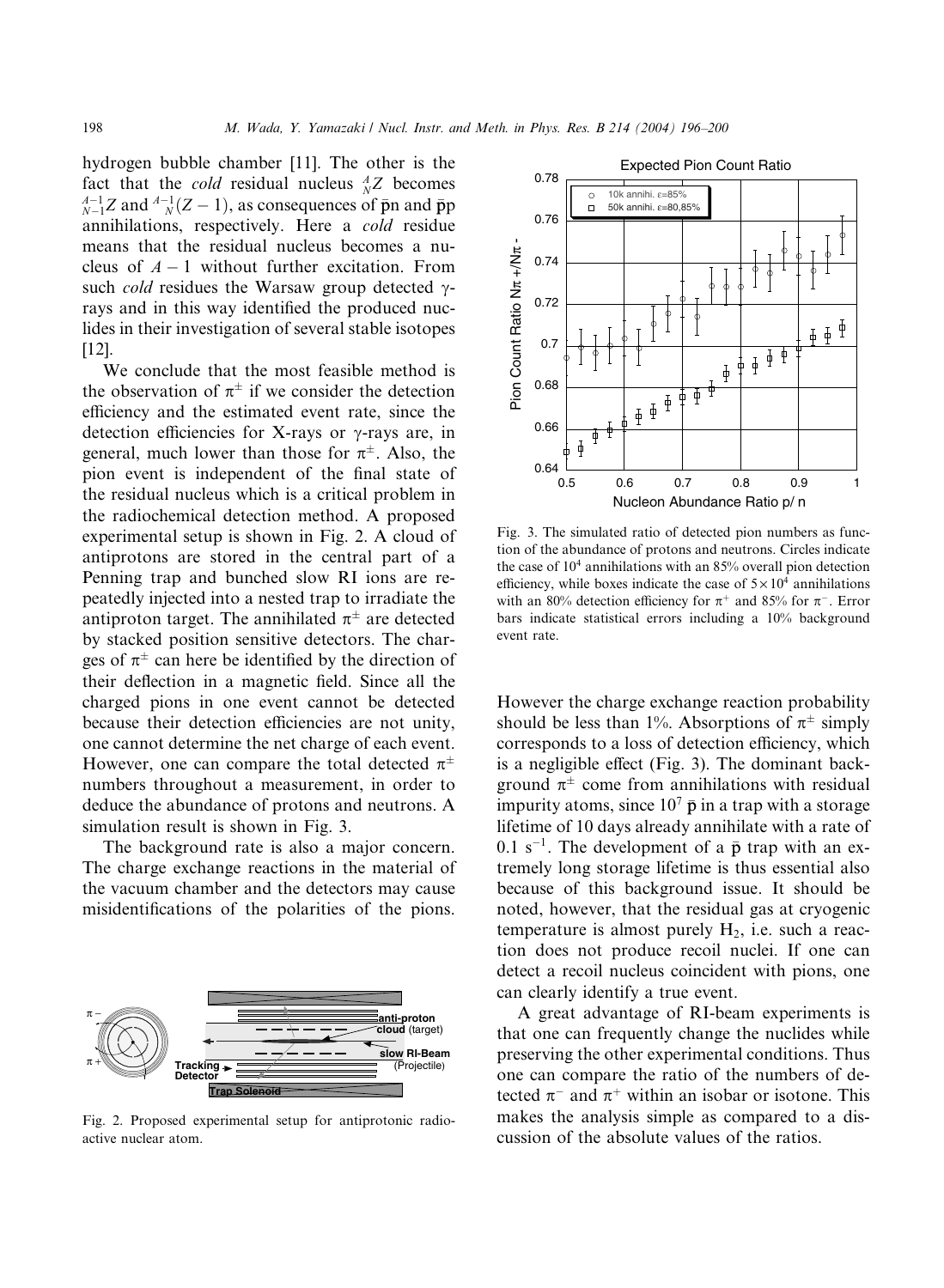hydrogen bubble chamber [11]. The other is the fact that the *cold* residual nucleus ${}^{A}_{N}Z$ becomes ${}^{A-1}_{N-1}Z$ and ${}^{A-1}_{N}(Z-1)$, as consequences of $\bar{p}n$ and $\bar{p}p$ annihilations, respectively. Here a *cold* residue means that the residual nucleus becomes a nucleus of $A-1$ without further excitation. From such *cold* residues the Warsaw group detected γ-rays and in this way identified the produced nuclides in their investigation of several stable isotopes [12].

We conclude that the most feasible method is the observation of $\pi^{\pm}$ if we consider the detection efficiency and the estimated event rate, since the detection efficiencies for X-rays or γ-rays are, in general, much lower than those for $\pi^{\pm}$. Also, the pion event is independent of the final state of the residual nucleus which is a critical problem in the radiochemical detection method. A proposed experimental setup is shown in Fig. 2. A cloud of antiprotons are stored in the central part of a Penning trap and bunched slow RI ions are repeatedly injected into a nested trap to irradiate the antiproton target. The annihilated $\pi^{\pm}$ are detected by stacked position sensitive detectors. The charges of $\pi^{\pm}$ can here be identified by the direction of their deflection in a magnetic field. Since all the charged pions in one event cannot be detected because their detection efficiencies are not unity, one cannot determine the net charge of each event. However, one can compare the total detected $\pi^{\pm}$ numbers throughout a measurement, in order to deduce the abundance of protons and neutrons. A simulation result is shown in Fig. 3.

The background rate is also a major concern. The charge exchange reactions in the material of the vacuum chamber and the detectors may cause misidentifications of the polarities of the pions.

Fig. 2. Proposed experimental setup for antiprotonic radioactive nuclear atom.

Fig. 3. The simulated ratio of detected pion numbers as function of the abundance of protons and neutrons. Circles indicate the case of $10^4$ annihilations with an 85% overall pion detection efficiency, while boxes indicate the case of $5\times10^4$ annihilations with an 80% detection efficiency for $\pi^+$ and 85% for $\pi^-$. Error bars indicate statistical errors including a 10% background event rate.

However the charge exchange reaction probability should be less than 1%. Absorptions of $\pi^{\pm}$ simply corresponds to a loss of detection efficiency, which is a negligible effect (Fig. 3). The dominant background $\pi^{\pm}$ come from annihilations with residual impurity atoms, since $10^7$ $\bar{p}$ in a trap with a storage lifetime of 10 days already annihilate with a rate of 0.1 $s^{-1}$. The development of a $\bar{p}$ trap with an extremely long storage lifetime is thus essential also because of this background issue. It should be noted, however, that the residual gas at cryogenic temperature is almost purely $H_2$, i.e. such a reaction does not produce recoil nuclei. If one can detect a recoil nucleus coincident with pions, one can clearly identify a true event.

A great advantage of RI-beam experiments is that one can frequently change the nuclides while preserving the other experimental conditions. Thus one can compare the ratio of the numbers of detected $\pi^-$ and $\pi^+$ within an isobar or isotone. This makes the analysis simple as compared to a discussion of the absolute values of the ratios.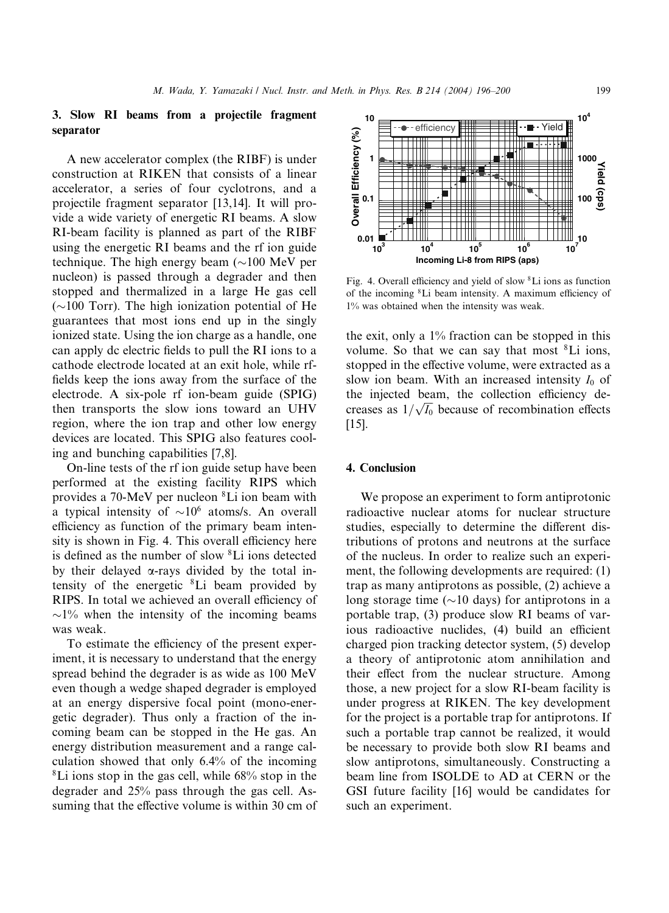## 3. Slow RI beams from a projectile fragment separator

A new accelerator complex (the RIBF) is under construction at RIKEN that consists of a linear accelerator, a series of four cyclotrons, and a projectile fragment separator [13,14]. It will provide a wide variety of energetic RI beams. A slow RI-beam facility is planned as part of the RIBF using the energetic RI beams and the rf ion guide technique. The high energy beam (∼100 MeV per nucleon) is passed through a degrader and then stopped and thermalized in a large He gas cell (∼100 Torr). The high ionization potential of He guarantees that most ions end up in the singly ionized state. Using the ion charge as a handle, one can apply dc electric fields to pull the RI ions to a cathode electrode located at an exit hole, while rf-fields keep the ions away from the surface of the electrode. A six-pole rf ion-beam guide (SPIG) then transports the slow ions toward an UHV region, where the ion trap and other low energy devices are located. This SPIG also features cooling and bunching capabilities [7,8].

On-line tests of the rf ion guide setup have been performed at the existing facility RIPS which provides a 70-MeV per nucleon $^8$Li ion beam with a typical intensity of $\sim 10^6$ atoms/s. An overall efficiency as function of the primary beam intensity is shown in Fig. 4. This overall efficiency here is defined as the number of slow $^8$Li ions detected by their delayed α-rays divided by the total intensity of the energetic $^8$Li beam provided by RIPS. In total we achieved an overall efficiency of ∼1% when the intensity of the incoming beams was weak.

To estimate the efficiency of the present experiment, it is necessary to understand that the energy spread behind the degrader is as wide as 100 MeV even though a wedge shaped degrader is employed at an energy dispersive focal point (mono-energetic degrader). Thus only a fraction of the incoming beam can be stopped in the He gas. An energy distribution measurement and a range calculation showed that only 6.4% of the incoming $^8$Li ions stop in the gas cell, while 68% stop in the degrader and 25% pass through the gas cell. Assuming that the effective volume is within 30 cm of the exit, only a 1% fraction can be stopped in this volume. So that we can say that most $^8$Li ions, stopped in the effective volume, were extracted as a slow ion beam. With an increased intensity $I_0$ of the injected beam, the collection efficiency decreases as $1/\sqrt{I_0}$ because of recombination effects [15].

Fig. 4. Overall efficiency and yield of slow $^8$Li ions as function of the incoming $^8$Li beam intensity. A maximum efficiency of 1% was obtained when the intensity was weak.

## 4. Conclusion

We propose an experiment to form antiprotonic radioactive nuclear atoms for nuclear structure studies, especially to determine the different distributions of protons and neutrons at the surface of the nucleus. In order to realize such an experiment, the following developments are required: (1) trap as many antiprotons as possible, (2) achieve a long storage time (∼10 days) for antiprotons in a portable trap, (3) produce slow RI beams of various radioactive nuclides, (4) build an efficient charged pion tracking detector system, (5) develop a theory of antiprotonic atom annihilation and their effect from the nuclear structure. Among those, a new project for a slow RI-beam facility is under progress at RIKEN. The key development for the project is a portable trap for antiprotons. If such a portable trap cannot be realized, it would be necessary to provide both slow RI beams and slow antiprotons, simultaneously. Constructing a beam line from ISOLDE to AD at CERN or the GSI future facility [16] would be candidates for such an experiment.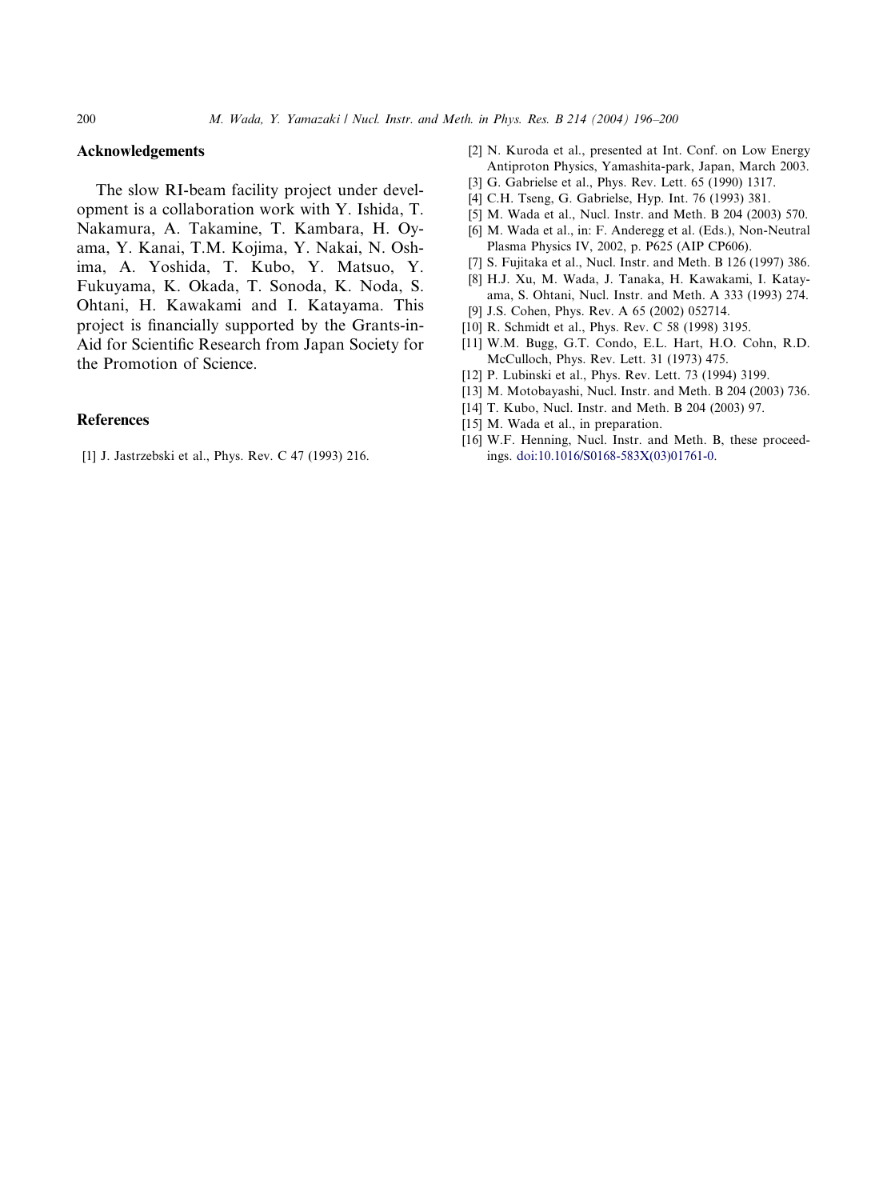## Acknowledgements

The slow RI-beam facility project under development is a collaboration work with Y. Ishida, T. Nakamura, A. Takamine, T. Kambara, H. Oyama, Y. Kanai, T.M. Kojima, Y. Nakai, N. Oshima, A. Yoshida, T. Kubo, Y. Matsuo, Y. Fukuyama, K. Okada, T. Sonoda, K. Noda, S. Ohtani, H. Kawakami and I. Katayama. This project is financially supported by the Grants-in-Aid for Scientific Research from Japan Society for the Promotion of Science.

## References

[1] J. Jastrzebski et al., Phys. Rev. C 47 (1993) 216.

[2] N. Kuroda et al., presented at Int. Conf. on Low Energy Antiproton Physics, Yamashita-park, Japan, March 2003.

[3] G. Gabrielse et al., Phys. Rev. Lett. 65 (1990) 1317.

[4] C.H. Tseng, G. Gabrielse, Hyp. Int. 76 (1993) 381.

[5] M. Wada et al., Nucl. Instr. and Meth. B 204 (2003) 570.

[6] M. Wada et al., in: F. Anderegg et al. (Eds.), Non-Neutral Plasma Physics IV, 2002, p. P625 (AIP CP606).

[7] S. Fujitaka et al., Nucl. Instr. and Meth. B 126 (1997) 386.

[8] H.J. Xu, M. Wada, J. Tanaka, H. Kawakami, I. Katayama, S. Ohtani, Nucl. Instr. and Meth. A 333 (1993) 274.

[9] J.S. Cohen, Phys. Rev. A 65 (2002) 052714.

[10] R. Schmidt et al., Phys. Rev. C 58 (1998) 3195.

[11] W.M. Bugg, G.T. Condo, E.L. Hart, H.O. Cohn, R.D. McCulloch, Phys. Rev. Lett. 31 (1973) 475.

[12] P. Lubinski et al., Phys. Rev. Lett. 73 (1994) 3199.

[13] M. Motobayashi, Nucl. Instr. and Meth. B 204 (2003) 736.

[14] T. Kubo, Nucl. Instr. and Meth. B 204 (2003) 97.

[15] M. Wada et al., in preparation.

[16] W.F. Henning, Nucl. Instr. and Meth. B, these proceedings. doi:10.1016/S0168-583X(03)01761-0.